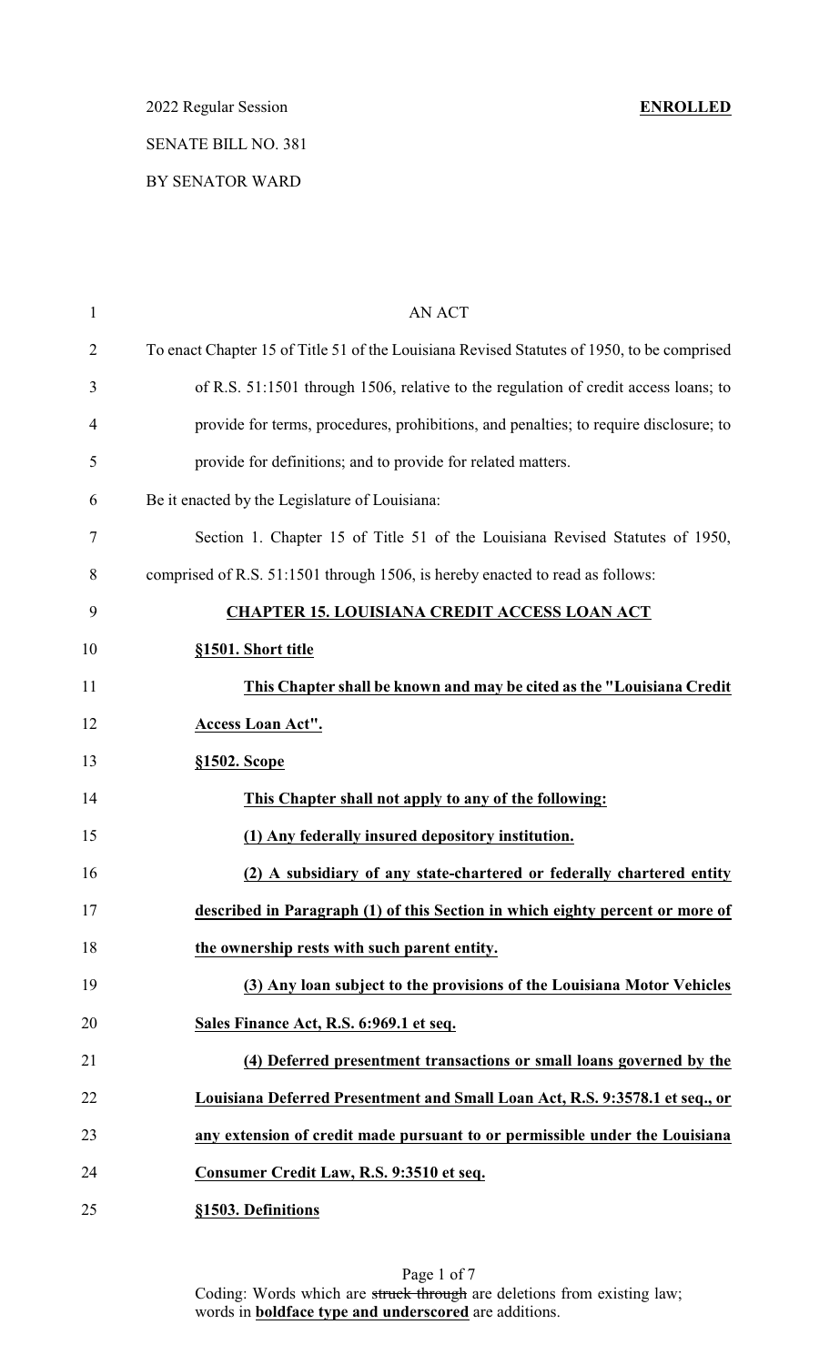2022 Regular Session **ENROLLED**

SENATE BILL NO. 381

BY SENATOR WARD

AN ACT

To enact Chapter 15 of Title 51 of the Louisiana Revised Statutes of 1950, to be comprised of R.S. 51:1501 through 1506, relative to the regulation of credit access loans; to provide for terms, procedures, prohibitions, and penalties; to require disclosure; to provide for definitions; and to provide for related matters.

Be it enacted by the Legislature of Louisiana:

Section 1. Chapter 15 of Title 51 of the Louisiana Revised Statutes of 1950, comprised of R.S. 51:1501 through 1506, is hereby enacted to read as follows:

**CHAPTER 15. LOUISIANA CREDIT ACCESS LOAN ACT**

**§1501. Short title**

**This Chapter shall be known and may be cited as the "Louisiana Credit Access Loan Act".**

**§1502. Scope**

**This Chapter shall not apply to any of the following:**

**(1) Any federally insured depository institution.**

**(2) A subsidiary of any state-chartered or federally chartered entity described in Paragraph (1) of this Section in which eighty percent or more of the ownership rests with such parent entity.**

**(3) Any loan subject to the provisions of the Louisiana Motor Vehicles Sales Finance Act, R.S. 6:969.1 et seq.**

**(4) Deferred presentment transactions or small loans governed by the Louisiana Deferred Presentment and Small Loan Act, R.S. 9:3578.1 et seq., or any extension of credit made pursuant to or permissible under the Louisiana Consumer Credit Law, R.S. 9:3510 et seq.**

**§1503. Definitions**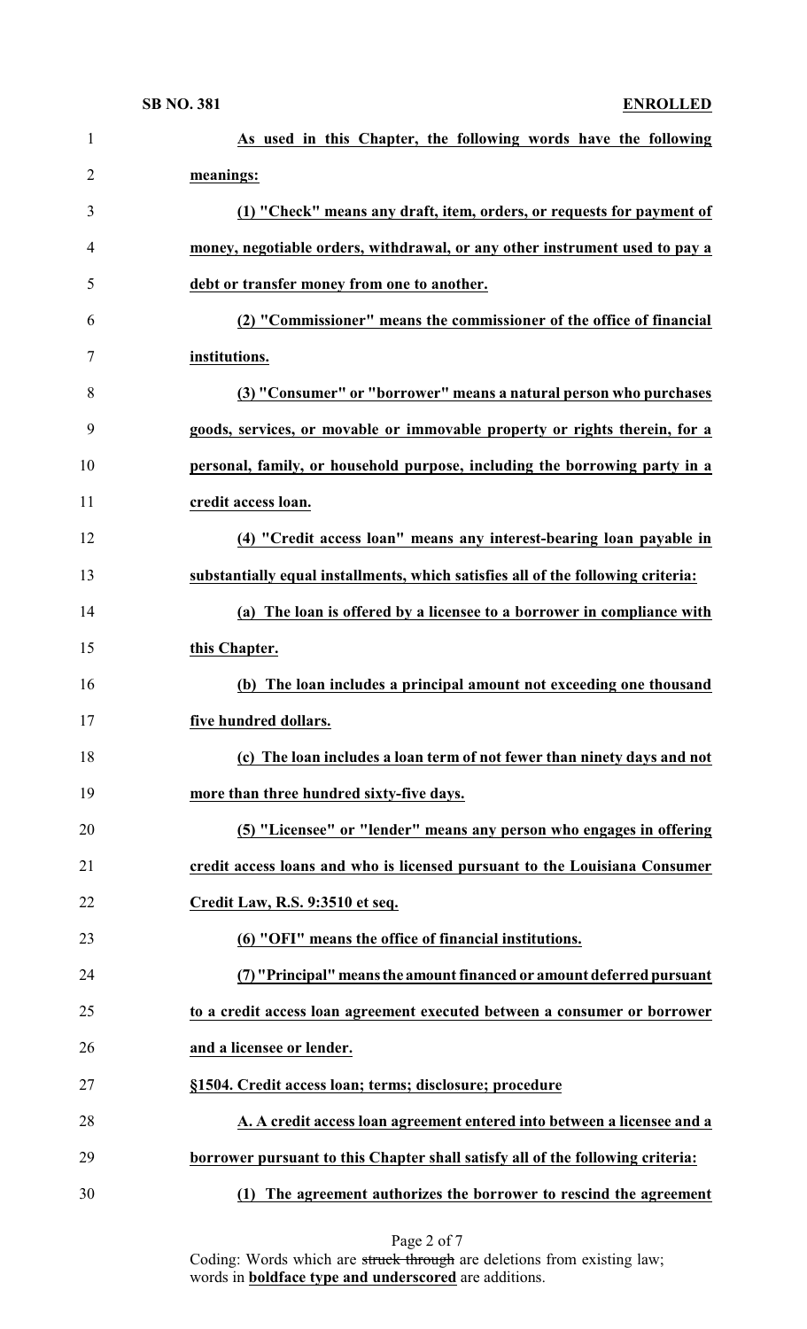**As used in this Chapter, the following words have the following meanings:**

**(1) "Check" means any draft, item, orders, or requests for payment of money, negotiable orders, withdrawal, or any other instrument used to pay a debt or transfer money from one to another.**

**(2) "Commissioner" means the commissioner of the office of financial institutions.**

**(3) "Consumer" or "borrower" means a natural person who purchases goods, services, or movable or immovable property or rights therein, for a personal, family, or household purpose, including the borrowing party in a credit access loan.**

**(4) "Credit access loan" means any interest-bearing loan payable in substantially equal installments, which satisfies all of the following criteria:**

**(a) The loan is offered by a licensee to a borrower in compliance with this Chapter.**

**(b) The loan includes a principal amount not exceeding one thousand five hundred dollars.**

**(c) The loan includes a loan term of not fewer than ninety days and not more than three hundred sixty-five days.**

**(5) "Licensee" or "lender" means any person who engages in offering credit access loans and who is licensed pursuant to the Louisiana Consumer Credit Law, R.S. 9:3510 et seq.**

**(6) "OFI" means the office of financial institutions.**

**(7) "Principal" means the amount financed or amount deferred pursuant to a credit access loan agreement executed between a consumer or borrower and a licensee or lender.**

**§1504. Credit access loan; terms; disclosure; procedure**

**A. A credit access loan agreement entered into between a licensee and a borrower pursuant to this Chapter shall satisfy all of the following criteria:**

**(1) The agreement authorizes the borrower to rescind the agreement**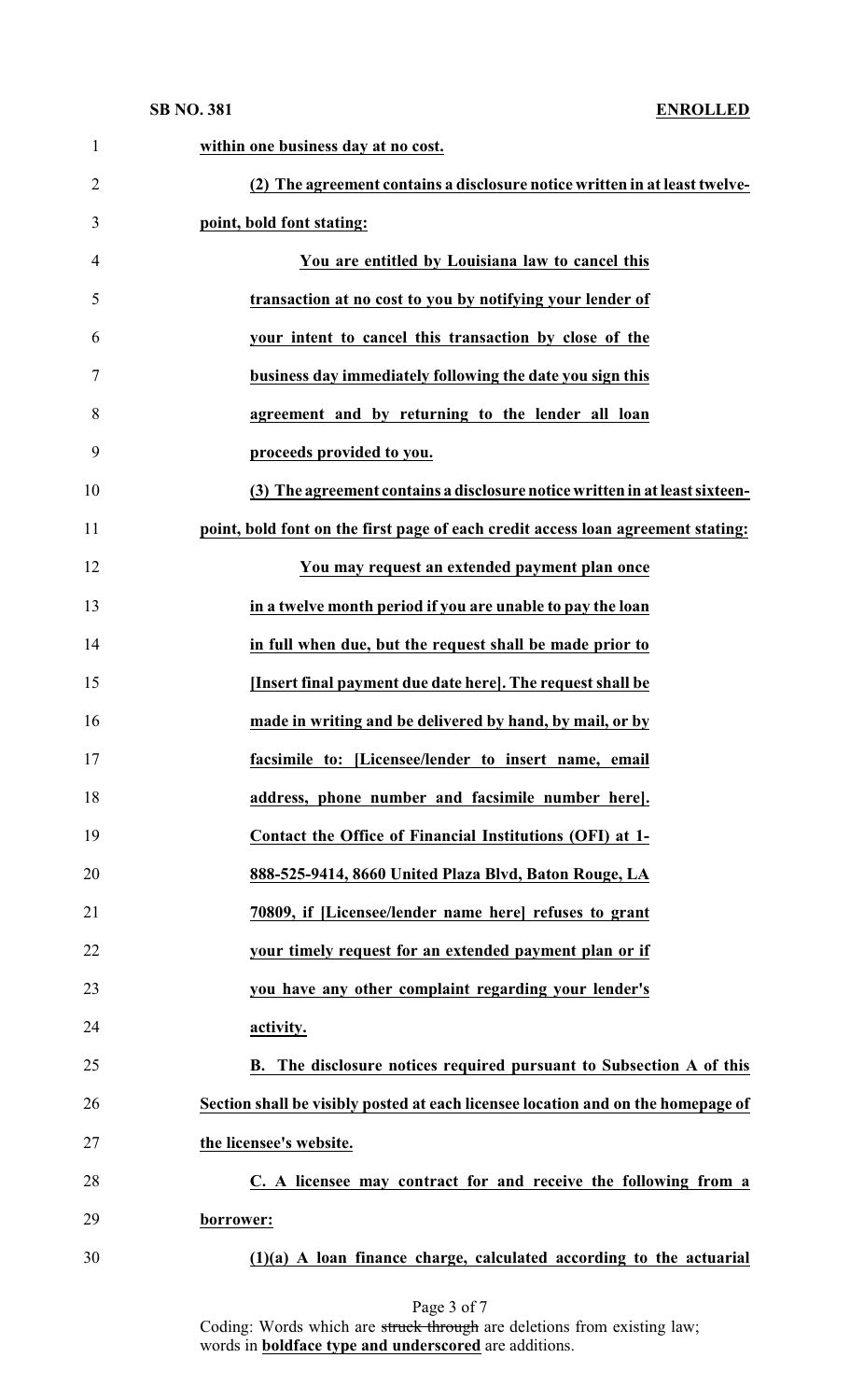**within one business day at no cost.**

**(2) The agreement contains a disclosure notice written in at least twelve-point, bold font stating:**

> **You are entitled by Louisiana law to cancel this transaction at no cost to you by notifying your lender of your intent to cancel this transaction by close of the business day immediately following the date you sign this agreement and by returning to the lender all loan proceeds provided to you.**

**(3) The agreement contains a disclosure notice written in at least sixteen-point, bold font on the first page of each credit access loan agreement stating:**

> **You may request an extended payment plan once in a twelve month period if you are unable to pay the loan in full when due, but the request shall be made prior to [Insert final payment due date here]. The request shall be made in writing and be delivered by hand, by mail, or by facsimile to: [Licensee/lender to insert name, email address, phone number and facsimile number here]. Contact the Office of Financial Institutions (OFI) at 1-888-525-9414, 8660 United Plaza Blvd, Baton Rouge, LA 70809, if [Licensee/lender name here] refuses to grant your timely request for an extended payment plan or if you have any other complaint regarding your lender's activity.**

**B. The disclosure notices required pursuant to Subsection A of this Section shall be visibly posted at each licensee location and on the homepage of the licensee's website.**

**C. A licensee may contract for and receive the following from a borrower:**

**(1)(a) A loan finance charge, calculated according to the actuarial**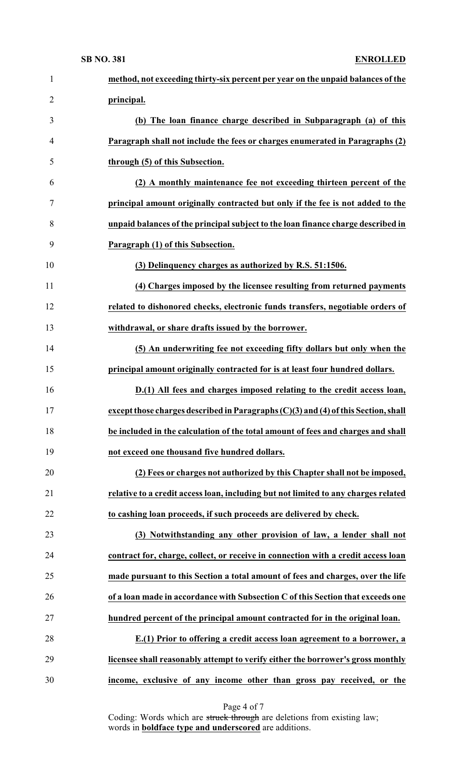**method, not exceeding thirty-six percent per year on the unpaid balances of the principal.**

**(b) The loan finance charge described in Subparagraph (a) of this Paragraph shall not include the fees or charges enumerated in Paragraphs (2) through (5) of this Subsection.**

**(2) A monthly maintenance fee not exceeding thirteen percent of the principal amount originally contracted but only if the fee is not added to the unpaid balances of the principal subject to the loan finance charge described in Paragraph (1) of this Subsection.**

**(3) Delinquency charges as authorized by R.S. 51:1506.**

**(4) Charges imposed by the licensee resulting from returned payments related to dishonored checks, electronic funds transfers, negotiable orders of withdrawal, or share drafts issued by the borrower.**

**(5) An underwriting fee not exceeding fifty dollars but only when the principal amount originally contracted for is at least four hundred dollars.**

**D.(1) All fees and charges imposed relating to the credit access loan, except those charges described in Paragraphs (C)(3) and (4) of this Section, shall be included in the calculation of the total amount of fees and charges and shall not exceed one thousand five hundred dollars.**

**(2) Fees or charges not authorized by this Chapter shall not be imposed, relative to a credit access loan, including but not limited to any charges related to cashing loan proceeds, if such proceeds are delivered by check.**

**(3) Notwithstanding any other provision of law, a lender shall not contract for, charge, collect, or receive in connection with a credit access loan made pursuant to this Section a total amount of fees and charges, over the life of a loan made in accordance with Subsection C of this Section that exceeds one hundred percent of the principal amount contracted for in the original loan.**

**E.(1) Prior to offering a credit access loan agreement to a borrower, a licensee shall reasonably attempt to verify either the borrower's gross monthly income, exclusive of any income other than gross pay received, or the**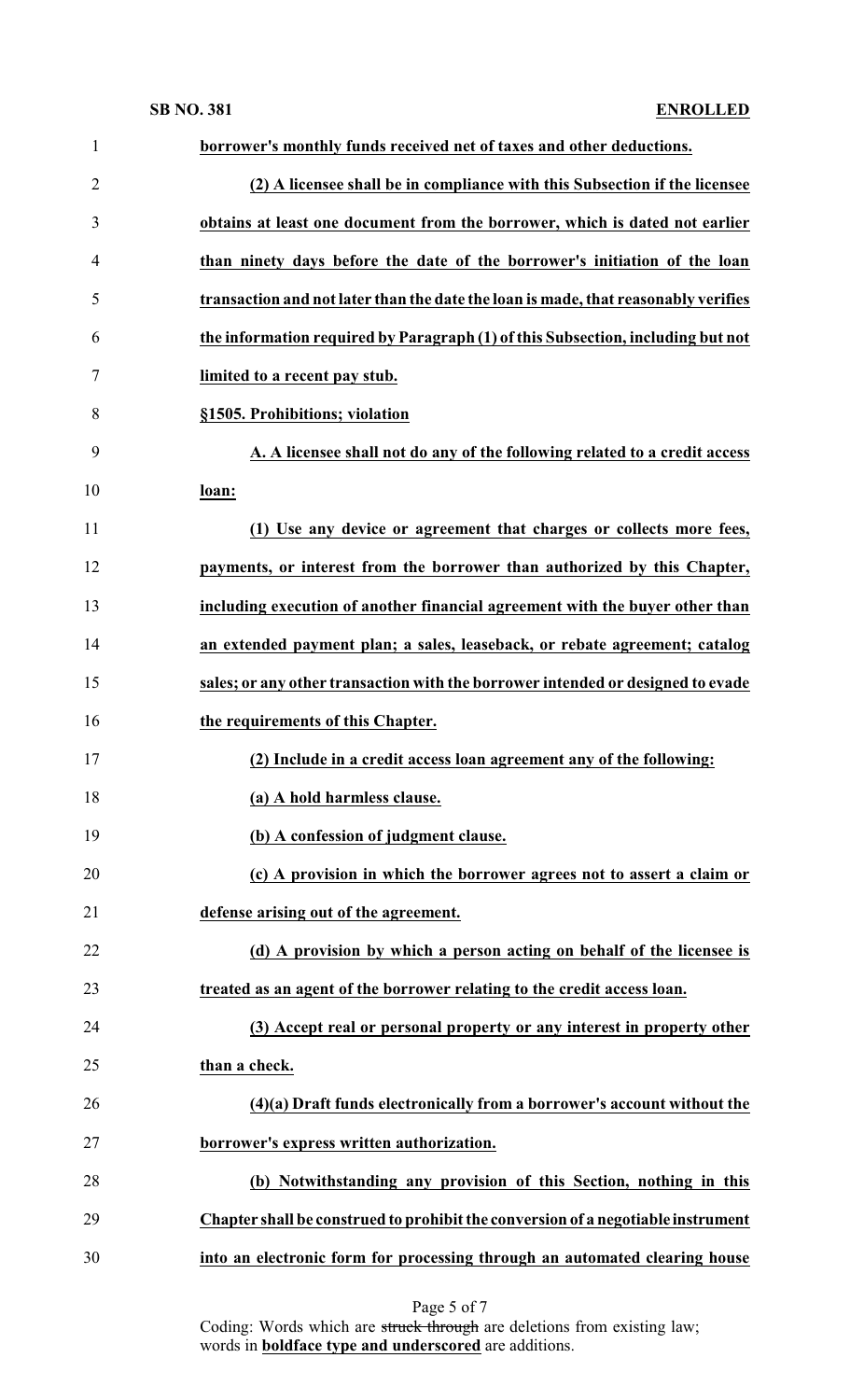**borrower's monthly funds received net of taxes and other deductions.**

**(2) A licensee shall be in compliance with this Subsection if the licensee obtains at least one document from the borrower, which is dated not earlier than ninety days before the date of the borrower's initiation of the loan transaction and not later than the date the loan is made, that reasonably verifies the information required by Paragraph (1) of this Subsection, including but not limited to a recent pay stub.**

**§1505. Prohibitions; violation**

**A. A licensee shall not do any of the following related to a credit access loan:**

**(1) Use any device or agreement that charges or collects more fees, payments, or interest from the borrower than authorized by this Chapter, including execution of another financial agreement with the buyer other than an extended payment plan; a sales, leaseback, or rebate agreement; catalog sales; or any other transaction with the borrower intended or designed to evade the requirements of this Chapter.**

**(2) Include in a credit access loan agreement any of the following:**

**(a) A hold harmless clause.**

**(b) A confession of judgment clause.**

**(c) A provision in which the borrower agrees not to assert a claim or defense arising out of the agreement.**

**(d) A provision by which a person acting on behalf of the licensee is treated as an agent of the borrower relating to the credit access loan.**

**(3) Accept real or personal property or any interest in property other than a check.**

**(4)(a) Draft funds electronically from a borrower's account without the borrower's express written authorization.**

**(b) Notwithstanding any provision of this Section, nothing in this Chapter shall be construed to prohibit the conversion of a negotiable instrument into an electronic form for processing through an automated clearing house**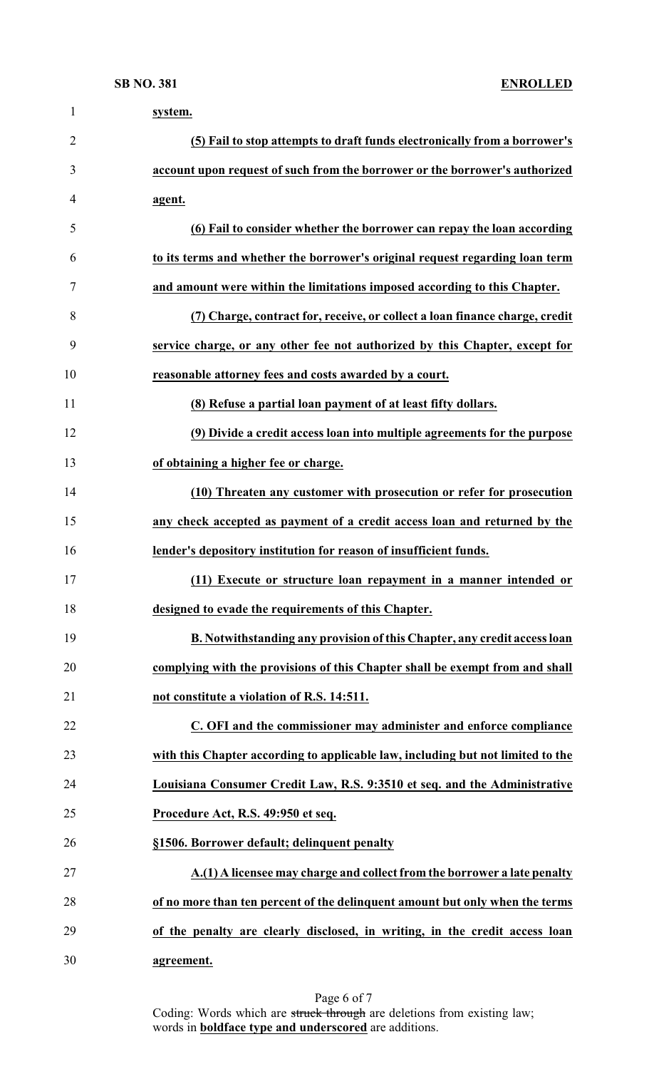**system.**

**(5) Fail to stop attempts to draft funds electronically from a borrower's account upon request of such from the borrower or the borrower's authorized agent.**

**(6) Fail to consider whether the borrower can repay the loan according to its terms and whether the borrower's original request regarding loan term and amount were within the limitations imposed according to this Chapter.**

**(7) Charge, contract for, receive, or collect a loan finance charge, credit service charge, or any other fee not authorized by this Chapter, except for reasonable attorney fees and costs awarded by a court.**

**(8) Refuse a partial loan payment of at least fifty dollars.**

**(9) Divide a credit access loan into multiple agreements for the purpose of obtaining a higher fee or charge.**

**(10) Threaten any customer with prosecution or refer for prosecution any check accepted as payment of a credit access loan and returned by the lender's depository institution for reason of insufficient funds.**

**(11) Execute or structure loan repayment in a manner intended or designed to evade the requirements of this Chapter.**

**B. Notwithstanding any provision of this Chapter, any credit access loan complying with the provisions of this Chapter shall be exempt from and shall not constitute a violation of R.S. 14:511.**

**C. OFI and the commissioner may administer and enforce compliance with this Chapter according to applicable law, including but not limited to the Louisiana Consumer Credit Law, R.S. 9:3510 et seq. and the Administrative Procedure Act, R.S. 49:950 et seq.**

**§1506. Borrower default; delinquent penalty**

**A.(1) A licensee may charge and collect from the borrower a late penalty of no more than ten percent of the delinquent amount but only when the terms of the penalty are clearly disclosed, in writing, in the credit access loan agreement.**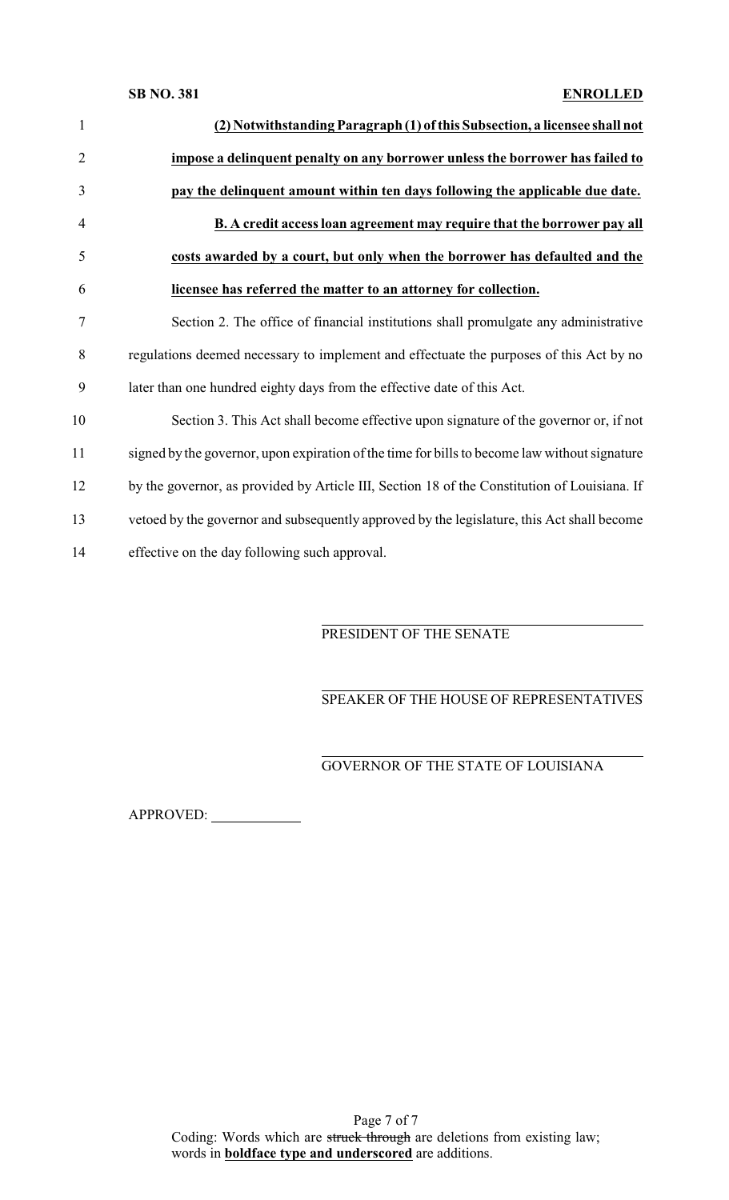**(2) Notwithstanding Paragraph (1) of this Subsection, a licensee shall not impose a delinquent penalty on any borrower unless the borrower has failed to pay the delinquent amount within ten days following the applicable due date.**

**B. A credit access loan agreement may require that the borrower pay all costs awarded by a court, but only when the borrower has defaulted and the licensee has referred the matter to an attorney for collection.**

Section 2. The office of financial institutions shall promulgate any administrative regulations deemed necessary to implement and effectuate the purposes of this Act by no later than one hundred eighty days from the effective date of this Act.

Section 3. This Act shall become effective upon signature of the governor or, if not signed by the governor, upon expiration of the time for bills to become law without signature by the governor, as provided by Article III, Section 18 of the Constitution of Louisiana. If vetoed by the governor and subsequently approved by the legislature, this Act shall become effective on the day following such approval.

PRESIDENT OF THE SENATE

SPEAKER OF THE HOUSE OF REPRESENTATIVES

GOVERNOR OF THE STATE OF LOUISIANA

APPROVED: ____________

Coding: Words which are ~~struck through~~ are deletions from existing law; words in **boldface type and underscored** are additions.